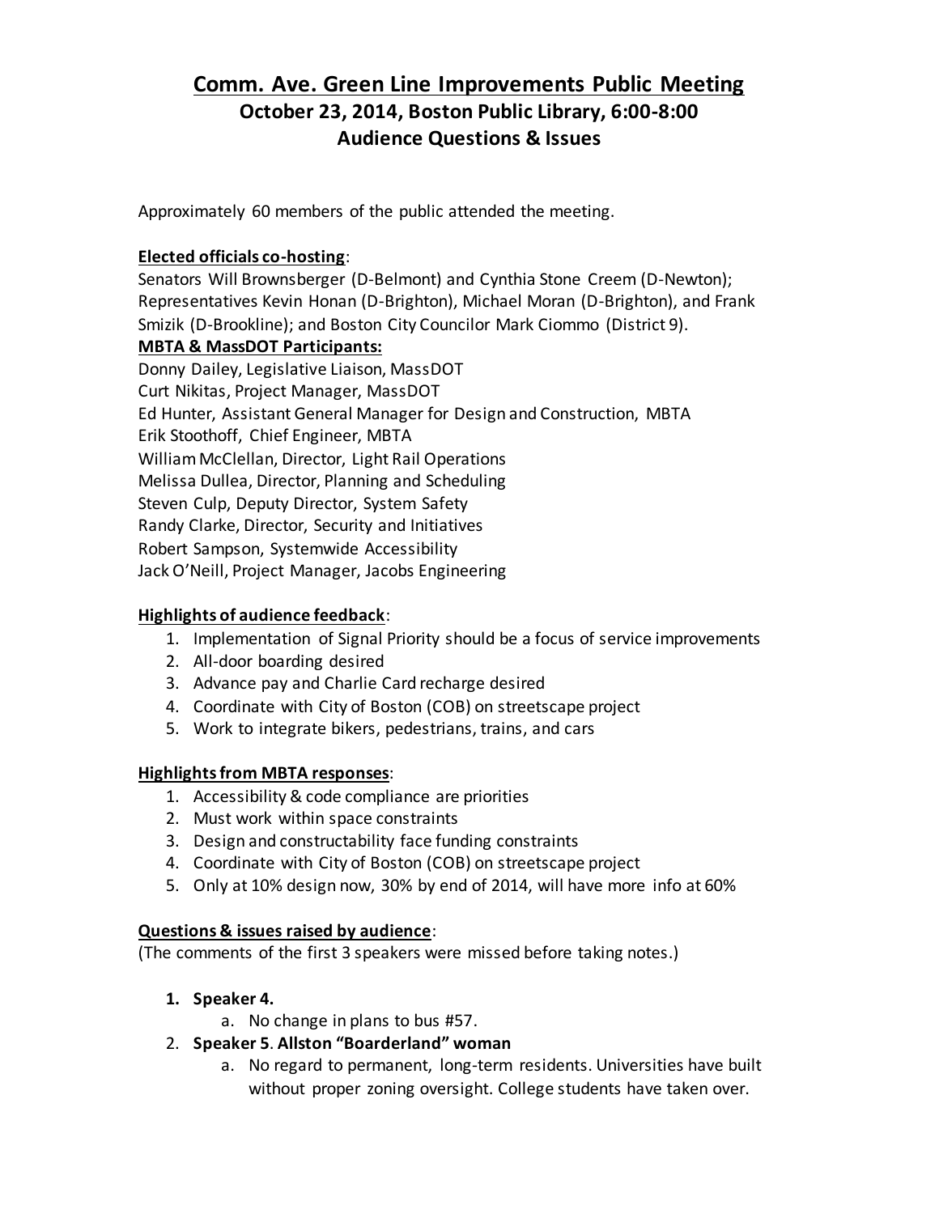# Comm. Ave. Green Line Improvements Public Meeting

## October 23, 2014, Boston Public Library, 6:00-8:00

## Audience Questions & Issues

Approximately 60 members of the public attended the meeting.

**Elected officials co-hosting**:

Senators Will Brownsberger (D-Belmont) and Cynthia Stone Creem (D-Newton); Representatives Kevin Honan (D-Brighton), Michael Moran (D-Brighton), and Frank Smizik (D-Brookline); and Boston City Councilor Mark Ciommo (District 9).

**MBTA & MassDOT Participants:**

Donny Dailey, Legislative Liaison, MassDOT
Curt Nikitas, Project Manager, MassDOT
Ed Hunter, Assistant General Manager for Design and Construction, MBTA
Erik Stoothoff, Chief Engineer, MBTA
William McClellan, Director, Light Rail Operations
Melissa Dullea, Director, Planning and Scheduling
Steven Culp, Deputy Director, System Safety
Randy Clarke, Director, Security and Initiatives
Robert Sampson, Systemwide Accessibility
Jack O'Neill, Project Manager, Jacobs Engineering

**Highlights of audience feedback**:

1. Implementation of Signal Priority should be a focus of service improvements
2. All-door boarding desired
3. Advance pay and Charlie Card recharge desired
4. Coordinate with City of Boston (COB) on streetscape project
5. Work to integrate bikers, pedestrians, trains, and cars

**Highlights from MBTA responses**:

1. Accessibility & code compliance are priorities
2. Must work within space constraints
3. Design and constructability face funding constraints
4. Coordinate with City of Boston (COB) on streetscape project
5. Only at 10% design now, 30% by end of 2014, will have more info at 60%

**Questions & issues raised by audience**:

(The comments of the first 3 speakers were missed before taking notes.)

1. **Speaker 4.**
   a. No change in plans to bus #57.
2. **Speaker 5**. **Allston "Boarderland" woman**
   a. No regard to permanent, long-term residents. Universities have built without proper zoning oversight. College students have taken over.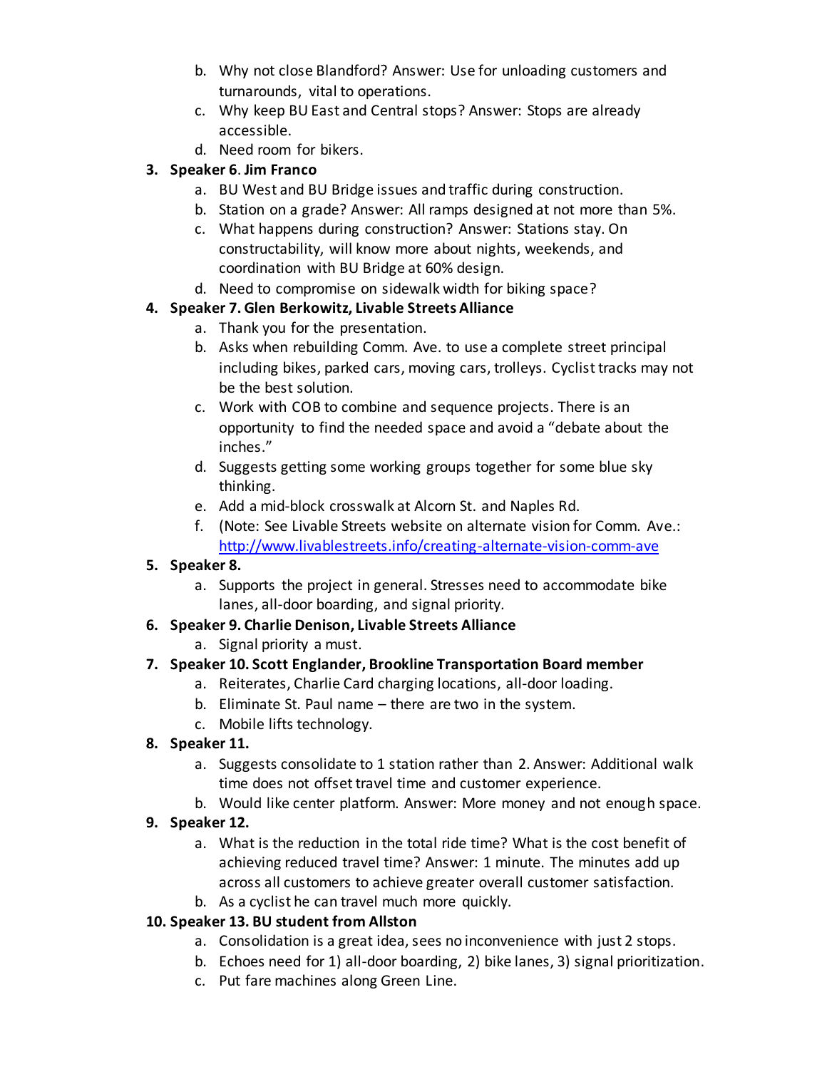b. Why not close Blandford? Answer: Use for unloading customers and turnarounds, vital to operations.
   c. Why keep BU East and Central stops? Answer: Stops are already accessible.
   d. Need room for bikers.

3. **Speaker 6**. **Jim Franco**
   a. BU West and BU Bridge issues and traffic during construction.
   b. Station on a grade? Answer: All ramps designed at not more than 5%.
   c. What happens during construction? Answer: Stations stay. On constructability, will know more about nights, weekends, and coordination with BU Bridge at 60% design.
   d. Need to compromise on sidewalk width for biking space?

4. **Speaker 7. Glen Berkowitz, Livable Streets Alliance**
   a. Thank you for the presentation.
   b. Asks when rebuilding Comm. Ave. to use a complete street principal including bikes, parked cars, moving cars, trolleys. Cyclist tracks may not be the best solution.
   c. Work with COB to combine and sequence projects. There is an opportunity to find the needed space and avoid a "debate about the inches."
   d. Suggests getting some working groups together for some blue sky thinking.
   e. Add a mid-block crosswalk at Alcorn St. and Naples Rd.
   f. (Note: See Livable Streets website on alternate vision for Comm. Ave.: http://www.livablestreets.info/creating-alternate-vision-comm-ave

5. **Speaker 8.**
   a. Supports the project in general. Stresses need to accommodate bike lanes, all-door boarding, and signal priority.

6. **Speaker 9. Charlie Denison, Livable Streets Alliance**
   a. Signal priority a must.

7. **Speaker 10. Scott Englander, Brookline Transportation Board member**
   a. Reiterates, Charlie Card charging locations, all-door loading.
   b. Eliminate St. Paul name – there are two in the system.
   c. Mobile lifts technology.

8. **Speaker 11.**
   a. Suggests consolidate to 1 station rather than 2. Answer: Additional walk time does not offset travel time and customer experience.
   b. Would like center platform. Answer: More money and not enough space.

9. **Speaker 12.**
   a. What is the reduction in the total ride time? What is the cost benefit of achieving reduced travel time? Answer: 1 minute. The minutes add up across all customers to achieve greater overall customer satisfaction.
   b. As a cyclist he can travel much more quickly.

10. **Speaker 13. BU student from Allston**
    a. Consolidation is a great idea, sees no inconvenience with just 2 stops.
    b. Echoes need for 1) all-door boarding, 2) bike lanes, 3) signal prioritization.
    c. Put fare machines along Green Line.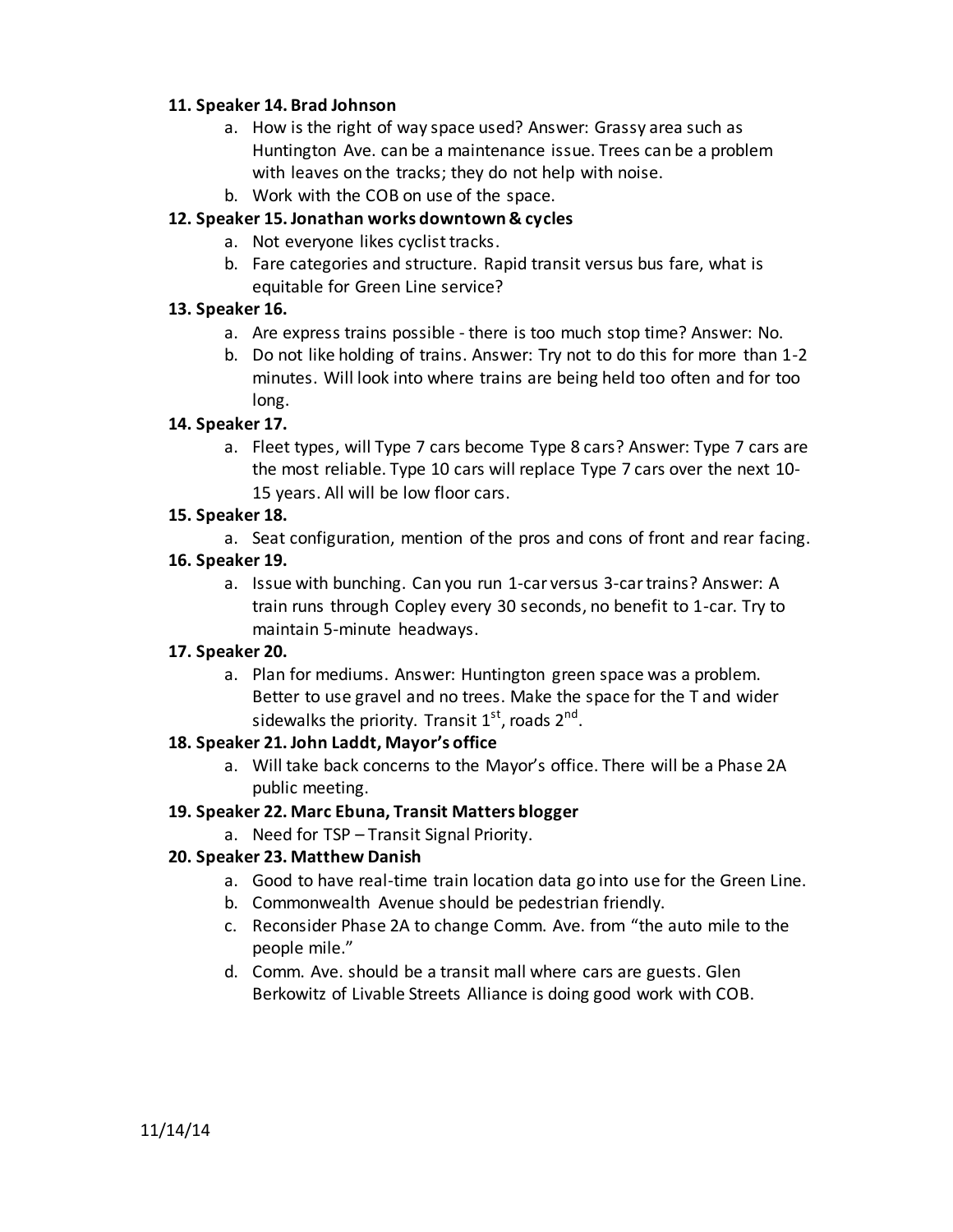11. **Speaker 14. Brad Johnson**
    a. How is the right of way space used? Answer: Grassy area such as Huntington Ave. can be a maintenance issue. Trees can be a problem with leaves on the tracks; they do not help with noise.
    b. Work with the COB on use of the space.
12. **Speaker 15. Jonathan works downtown & cycles**
    a. Not everyone likes cyclist tracks.
    b. Fare categories and structure. Rapid transit versus bus fare, what is equitable for Green Line service?
13. **Speaker 16.**
    a. Are express trains possible - there is too much stop time? Answer: No.
    b. Do not like holding of trains. Answer: Try not to do this for more than 1-2 minutes. Will look into where trains are being held too often and for too long.
14. **Speaker 17.**
    a. Fleet types, will Type 7 cars become Type 8 cars? Answer: Type 7 cars are the most reliable. Type 10 cars will replace Type 7 cars over the next 10-15 years. All will be low floor cars.
15. **Speaker 18.**
    a. Seat configuration, mention of the pros and cons of front and rear facing.
16. **Speaker 19.**
    a. Issue with bunching. Can you run 1-car versus 3-car trains? Answer: A train runs through Copley every 30 seconds, no benefit to 1-car. Try to maintain 5-minute headways.
17. **Speaker 20.**
    a. Plan for mediums. Answer: Huntington green space was a problem. Better to use gravel and no trees. Make the space for the T and wider sidewalks the priority. Transit 1st, roads 2nd.
18. **Speaker 21. John Laddt, Mayor's office**
    a. Will take back concerns to the Mayor's office. There will be a Phase 2A public meeting.
19. **Speaker 22. Marc Ebuna, Transit Matters blogger**
    a. Need for TSP – Transit Signal Priority.
20. **Speaker 23. Matthew Danish**
    a. Good to have real-time train location data go into use for the Green Line.
    b. Commonwealth Avenue should be pedestrian friendly.
    c. Reconsider Phase 2A to change Comm. Ave. from "the auto mile to the people mile."
    d. Comm. Ave. should be a transit mall where cars are guests. Glen Berkowitz of Livable Streets Alliance is doing good work with COB.

11/14/14